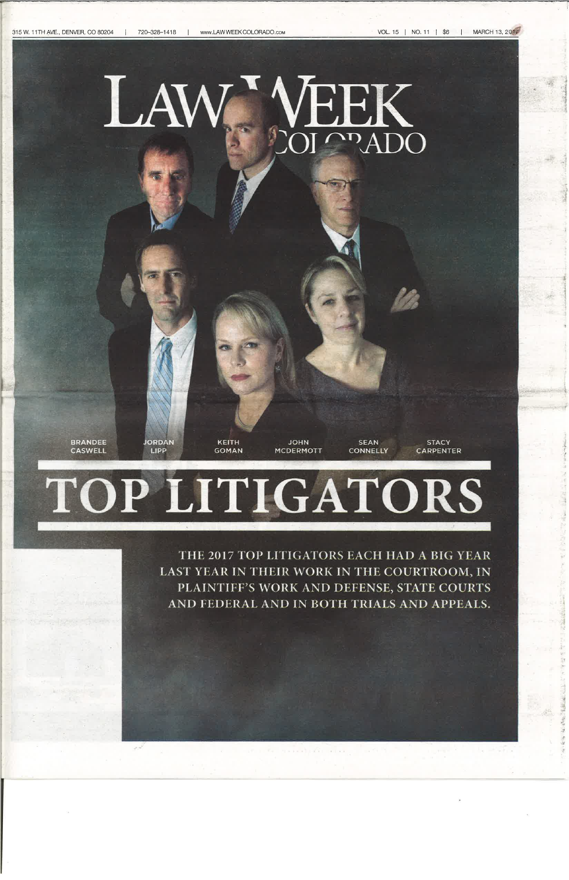315 W. 11TH AVE., DENVER, CO 80204 | 720-328-1418 | www.LAWWEEKCOLORADO.COM

VOL. 15 | NO. 11 | $6 | MARCH 13, 2017

# LAW WEEK COLORADO

BRANDEE CASWELL

JORDAN LIPP

KEITH GOMAN

JOHN MCDERMOTT

SEAN CONNELLY

STACY CARPENTER

# TOP LITIGATORS

THE 2017 TOP LITIGATORS EACH HAD A BIG YEAR LAST YEAR IN THEIR WORK IN THE COURTROOM, IN PLAINTIFF'S WORK AND DEFENSE, STATE COURTS AND FEDERAL AND IN BOTH TRIALS AND APPEALS.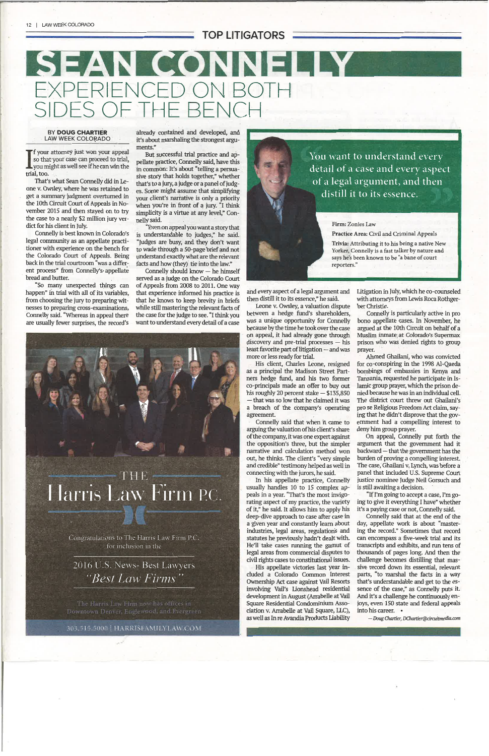TOP LITIGATORS

# SEAN CONNELLY

## EXPERIENCED ON BOTH SIDES OF THE BENCH

BY **DOUG CHARTIER**
LAW WEEK COLORADO

If your attorney just won your appeal so that your case can proceed to trial, you might as well see if he can win the trial, too.

That's what Sean Connelly did in Leone v. Owsley, where he was retained to get a summary judgment overturned in the 10th Circuit Court of Appeals in November 2015 and then stayed on to try the case to a nearly $2 million jury verdict for his client in July.

Connelly is best known in Colorado's legal community as an appellate practitioner with experience on the bench for the Colorado Court of Appeals. Being back in the trial courtroom "was a different process" from Connelly's appellate bread and butter.

"So many unexpected things can happen" in trial with all of its variables, from choosing the jury to preparing witnesses to preparing cross-examinations, Connelly said. "Whereas in appeal there are usually fewer surprises, the record's already contained and developed, and it's about marshaling the strongest arguments."

But successful trial practice and appellate practice, Connelly said, have this in common: It's about "telling a persuasive story that holds together," whether that's to a jury, a judge or a panel of judges. Some might assume that simplifying your client's narrative is only a priority when you're in front of a jury. "I think simplicity is a virtue at any level," Connelly said.

"Even on appeal you want a story that is understandable to judges," he said. "Judges are busy, and they don't want to wade through a 50-page brief and not understand exactly what are the relevant facts and how (they) tie into the law."

Connelly should know — he himself served as a judge on the Colorado Court of Appeals from 2008 to 2011. One way that experience informed his practice is that he knows to keep brevity in briefs while still mastering the relevant facts of the case for the judge to see. "I think you want to understand every detail of a case and every aspect of a legal argument and then distill it to its essence," he said.

> You want to understand every detail of a case and every aspect of a legal argument, and then distill it to its essence.

**Firm:** Zonies Law

**Practice Area:** Civil and Criminal Appeals

**Trivia:** Attributing it to his being a native New Yorker, Connelly is a fast talker by nature and says he's been known to be "a bane of court reporters."

Leone v. Owsley, a valuation dispute between a hedge fund's shareholders, was a unique opportunity for Connelly because by the time he took over the case on appeal, it had already gone through discovery and pre-trial processes — his least favorite part of litigation — and was more or less ready for trial.

His client, Charles Leone, resigned as a principal the Madison Street Partners hedge fund, and his two former co-principals made an offer to buy out his roughly 20 percent stake — $135,850 — that was so low that he claimed it was a breach of the company's operating agreement.

Connelly said that when it came to arguing the valuation of his client's share of the company, it was one expert against the opposition's three, but the simpler narrative and calculation method won out, he thinks. The client's "very simple and credible" testimony helped as well in connecting with the jurors, he said.

In his appellate practice, Connelly usually handles 10 to 15 complex appeals in a year. "That's the most invigorating aspect of my practice, the variety of it," he said. It allows him to apply his deep-dive approach to case after case in a given year and constantly learn about industries, legal areas, regulations and statutes he previously hadn't dealt with. He'll take cases running the gamut of legal areas from commercial disputes to civil rights cases to constitutional issues.

His appellate victories last year included a Colorado Common Interest Ownership Act case against Vail Resorts involving Vail's Lionshead residential development in August (Arrabelle at Vail Square Residential Condominium Association v. Arrabelle at Vail Square, LLC), as well as In re Avandia Products Liability Litigation in July, which he co-counseled with attorneys from Lewis Roca Rothgerber Christie.

Connelly is particularly active in pro bono appellate cases. In November, he argued at the 10th Circuit on behalf of a Muslim inmate at Colorado's Supermax prison who was denied rights to group prayer.

Ahmed Ghailani, who was convicted for co-conspiring in the 1998 Al-Qaeda bombings of embassies in Kenya and Tanzania, requested he participate in Islamic group prayer, which the prison denied because he was in an individual cell. The district court threw out Ghailani's pro se Religious Freedom Act claim, saying that he didn't disprove that the government had a compelling interest to deny him group prayer.

On appeal, Connelly put forth the argument that the government had it backward — that the government has the burden of proving a compelling interest. The case, Ghailani v. Lynch, was before a panel that included U.S. Supreme Court justice nominee Judge Neil Gorsuch and is still awaiting a decision.

"If I'm going to accept a case, I'm going to give it everything I have" whether it's a paying case or not, Connelly said.

Connelly said that at the end of the day, appellate work is about "mastering the record." Sometimes that record can encompass a five-week trial and its transcripts and exhibits, and run tens of thousands of pages long. And then the challenge becomes distilling that massive record down its essential, relevant parts, "to marshal the facts in a way that's understandable and get to the essence of the case," as Connelly puts it. And it's a challenge he continuously enjoys, even 150 state and federal appeals into his career. •

*— Doug Chartier, DChartier@circuitmedia.com*

THE

Harris Law Firm P.C.

Congratulations to The Harris Law Firm P.C. for inclusion in the

2016 U.S. News- Best Lawyers
"Best Law Firms"

The Harris Law Firm now has offices in Downtown Denver, Englewood, and Evergreen

303.515.5000 | HARRISFAMILYLAW.COM